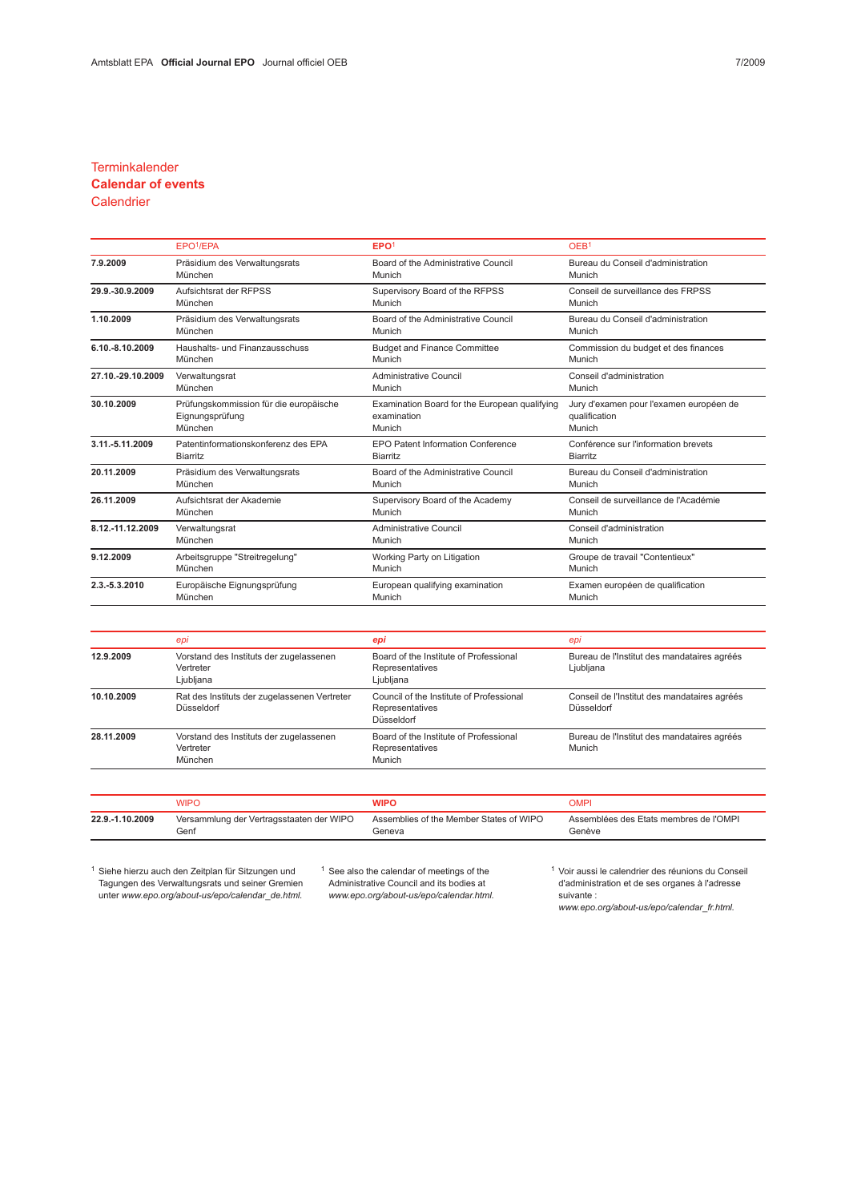# Terminkalender
# **Calendar of events**
# Calendrier

| | EPO[1]/EPA | **EPO[1]** | OEB[1] |
|---|---|---|---|
| **7.9.2009** | Präsidium des Verwaltungsrats<br>München | Board of the Administrative Council<br>Munich | Bureau du Conseil d'administration<br>Munich |
| **29.9.-30.9.2009** | Aufsichtsrat der RFPSS<br>München | Supervisory Board of the RFPSS<br>Munich | Conseil de surveillance des FRPSS<br>Munich |
| **1.10.2009** | Präsidium des Verwaltungsrats<br>München | Board of the Administrative Council<br>Munich | Bureau du Conseil d'administration<br>Munich |
| **6.10.-8.10.2009** | Haushalts- und Finanzausschuss<br>München | Budget and Finance Committee<br>Munich | Commission du budget et des finances<br>Munich |
| **27.10.-29.10.2009** | Verwaltungsrat<br>München | Administrative Council<br>Munich | Conseil d'administration<br>Munich |
| **30.10.2009** | Prüfungskommission für die europäische Eignungsprüfung<br>München | Examination Board for the European qualifying examination<br>Munich | Jury d'examen pour l'examen européen de qualification<br>Munich |
| **3.11.-5.11.2009** | Patentinformationskonferenz des EPA<br>Biarritz | EPO Patent Information Conference<br>Biarritz | Conférence sur l'information brevets<br>Biarritz |
| **20.11.2009** | Präsidium des Verwaltungsrats<br>München | Board of the Administrative Council<br>Munich | Bureau du Conseil d'administration<br>Munich |
| **26.11.2009** | Aufsichtsrat der Akademie<br>München | Supervisory Board of the Academy<br>Munich | Conseil de surveillance de l'Académie<br>Munich |
| **8.12.-11.12.2009** | Verwaltungsrat<br>München | Administrative Council<br>Munich | Conseil d'administration<br>Munich |
| **9.12.2009** | Arbeitsgruppe "Streitregelung"<br>München | Working Party on Litigation<br>Munich | Groupe de travail "Contentieux"<br>Munich |
| **2.3.-5.3.2010** | Europäische Eignungsprüfung<br>München | European qualifying examination<br>Munich | Examen européen de qualification<br>Munich |

| | *epi* | ***epi*** | *epi* |
|---|---|---|---|
| **12.9.2009** | Vorstand des Instituts der zugelassenen Vertreter<br>Ljubljana | Board of the Institute of Professional Representatives<br>Ljubljana | Bureau de l'Institut des mandataires agréés<br>Ljubljana |
| **10.10.2009** | Rat des Instituts der zugelassenen Vertreter<br>Düsseldorf | Council of the Institute of Professional Representatives<br>Düsseldorf | Conseil de l'Institut des mandataires agréés<br>Düsseldorf |
| **28.11.2009** | Vorstand des Instituts der zugelassenen Vertreter<br>München | Board of the Institute of Professional Representatives<br>Munich | Bureau de l'Institut des mandataires agréés<br>Munich |

| | WIPO | **WIPO** | OMPI |
|---|---|---|---|
| **22.9.-1.10.2009** | Versammlung der Vertragsstaaten der WIPO<br>Genf | Assemblies of the Member States of WIPO<br>Geneva | Assemblées des Etats membres de l'OMPI<br>Genève |

[1] Siehe hierzu auch den Zeitplan für Sitzungen und Tagungen des Verwaltungsrats und seiner Gremien unter *www.epo.org/about-us/epo/calendar_de.html.*

[1] See also the calendar of meetings of the Administrative Council and its bodies at *www.epo.org/about-us/epo/calendar.html.*

[1] Voir aussi le calendrier des réunions du Conseil d'administration et de ses organes à l'adresse suivante : *www.epo.org/about-us/epo/calendar_fr.html.*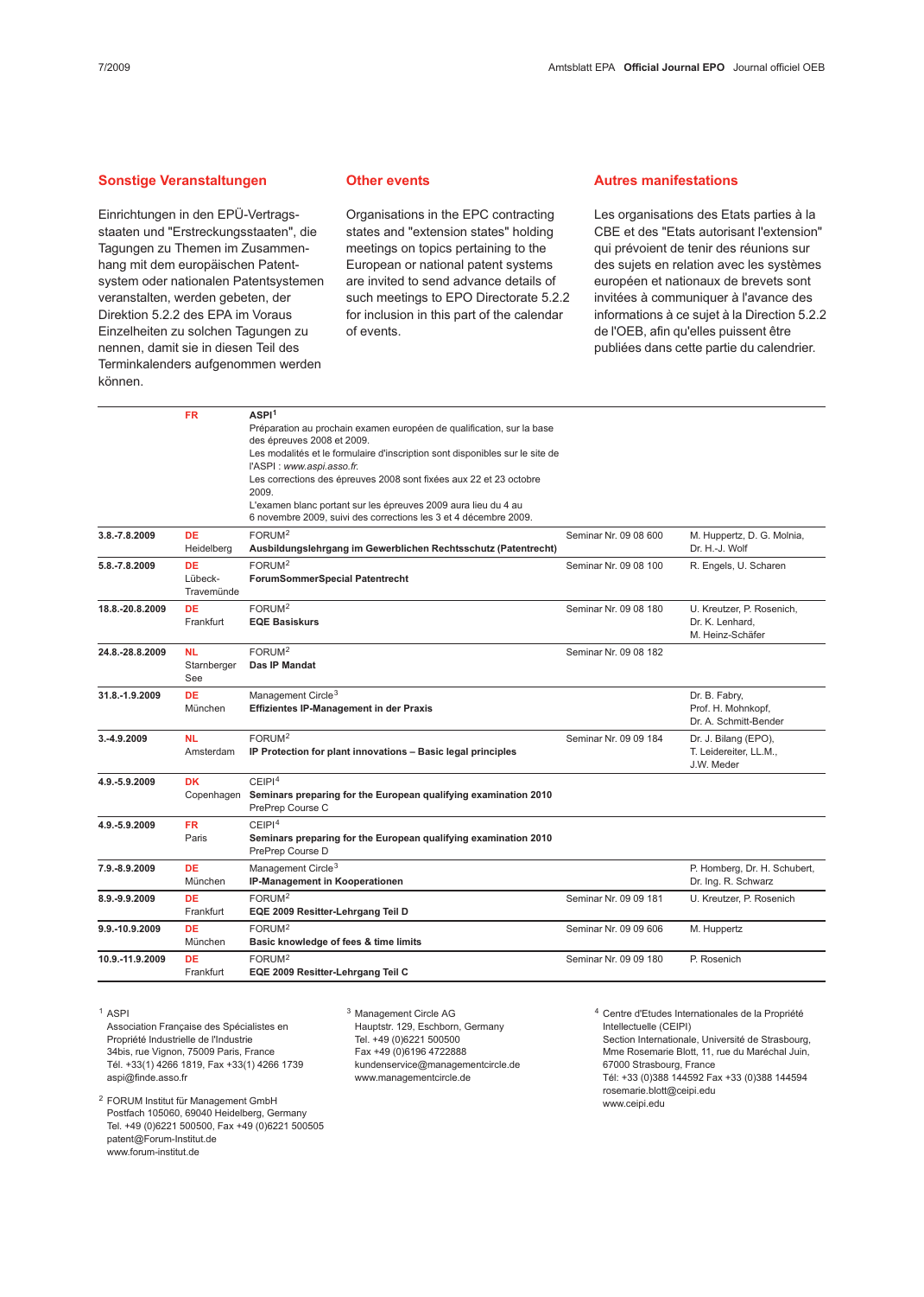## Sonstige Veranstaltungen

Einrichtungen in den EPÜ-Vertragsstaaten und "Erstreckungsstaaten", die Tagungen zu Themen im Zusammenhang mit dem europäischen Patentsystem oder nationalen Patentsystemen veranstalten, werden gebeten, der Direktion 5.2.2 des EPA im Voraus Einzelheiten zu solchen Tagungen zu nennen, damit sie in diesen Teil des Terminkalenders aufgenommen werden können.

## Other events

Organisations in the EPC contracting states and "extension states" holding meetings on topics pertaining to the European or national patent systems are invited to send advance details of such meetings to EPO Directorate 5.2.2 for inclusion in this part of the calendar of events.

## Autres manifestations

Les organisations des Etats parties à la CBE et des "Etats autorisant l'extension" qui prévoient de tenir des réunions sur des sujets en relation avec les systèmes européen et nationaux de brevets sont invitées à communiquer à l'avance des informations à ce sujet à la Direction 5.2.2 de l'OEB, afin qu'elles puissent être publiées dans cette partie du calendrier.

| Date | Lieu | Veranstaltung | Seminar | Referenten |
|---|---|---|---|---|
| | **FR** | **ASPI**[1] Préparation au prochain examen européen de qualification, sur la base des épreuves 2008 et 2009. Les modalités et le formulaire d'inscription sont disponibles sur le site de l'ASPI : *www.aspi.asso.fr.* Les corrections des épreuves 2008 sont fixées aux 22 et 23 octobre 2009. L'examen blanc portant sur les épreuves 2009 aura lieu du 4 au 6 novembre 2009, suivi des corrections les 3 et 4 décembre 2009. | | |
| **3.8.-7.8.2009** | **DE** Heidelberg | FORUM[2] **Ausbildungslehrgang im Gewerblichen Rechtsschutz (Patentrecht)** | Seminar Nr. 09 08 600 | M. Huppertz, D. G. Molnia, Dr. H.-J. Wolf |
| **5.8.-7.8.2009** | **DE** Lübeck-Travemünde | FORUM[2] **ForumSommerSpecial Patentrecht** | Seminar Nr. 09 08 100 | R. Engels, U. Scharen |
| **18.8.-20.8.2009** | **DE** Frankfurt | FORUM[2] **EQE Basiskurs** | Seminar Nr. 09 08 180 | U. Kreutzer, P. Rosenich, Dr. K. Lenhard, M. Heinz-Schäfer |
| **24.8.-28.8.2009** | **NL** Starnberger See | FORUM[2] **Das IP Mandat** | Seminar Nr. 09 08 182 | |
| **31.8.-1.9.2009** | **DE** München | Management Circle[3] **Effizientes IP-Management in der Praxis** | | Dr. B. Fabry, Prof. H. Mohnkopf, Dr. A. Schmitt-Bender |
| **3.-4.9.2009** | **NL** Amsterdam | FORUM[2] **IP Protection for plant innovations – Basic legal principles** | Seminar Nr. 09 09 184 | Dr. J. Bilang (EPO), T. Leidereiter, LL.M., J.W. Meder |
| **4.9.-5.9.2009** | **DK** Copenhagen | CEIPI[4] **Seminars preparing for the European qualifying examination 2010** PrePrep Course C | | |
| **4.9.-5.9.2009** | **FR** Paris | CEIPI[4] **Seminars preparing for the European qualifying examination 2010** PrePrep Course D | | |
| **7.9.-8.9.2009** | **DE** München | Management Circle[3] **IP-Management in Kooperationen** | | P. Homberg, Dr. H. Schubert, Dr. Ing. R. Schwarz |
| **8.9.-9.9.2009** | **DE** Frankfurt | FORUM[2] **EQE 2009 Resitter-Lehrgang Teil D** | Seminar Nr. 09 09 181 | U. Kreutzer, P. Rosenich |
| **9.9.-10.9.2009** | **DE** München | FORUM[2] **Basic knowledge of fees & time limits** | Seminar Nr. 09 09 606 | M. Huppertz |
| **10.9.-11.9.2009** | **DE** Frankfurt | FORUM[2] **EQE 2009 Resitter-Lehrgang Teil C** | Seminar Nr. 09 09 180 | P. Rosenich |

[1] ASPI
Association Française des Spécialistes en Propriété Industrielle de l'Industrie
34bis, rue Vignon, 75009 Paris, France
Tél. +33(1) 4266 1819, Fax +33(1) 4266 1739
aspi@finde.asso.fr

[2] FORUM Institut für Management GmbH
Postfach 105060, 69040 Heidelberg, Germany
Tel. +49 (0)6221 500500, Fax +49 (0)6221 500505
patent@Forum-Institut.de
www.forum-institut.de

[3] Management Circle AG
Hauptstr. 129, Eschborn, Germany
Tel. +49 (0)6221 500500
Fax +49 (0)6196 4722888
kundenservice@managementcircle.de
www.managementcircle.de

[4] Centre d'Etudes Internationales de la Propriété Intellectuelle (CEIPI)
Section Internationale, Université de Strasbourg, Mme Rosemarie Blott, 11, rue du Maréchal Juin, 67000 Strasbourg, France
Tél: +33 (0)388 144592 Fax +33 (0)388 144594
rosemarie.blott@ceipi.edu
www.ceipi.edu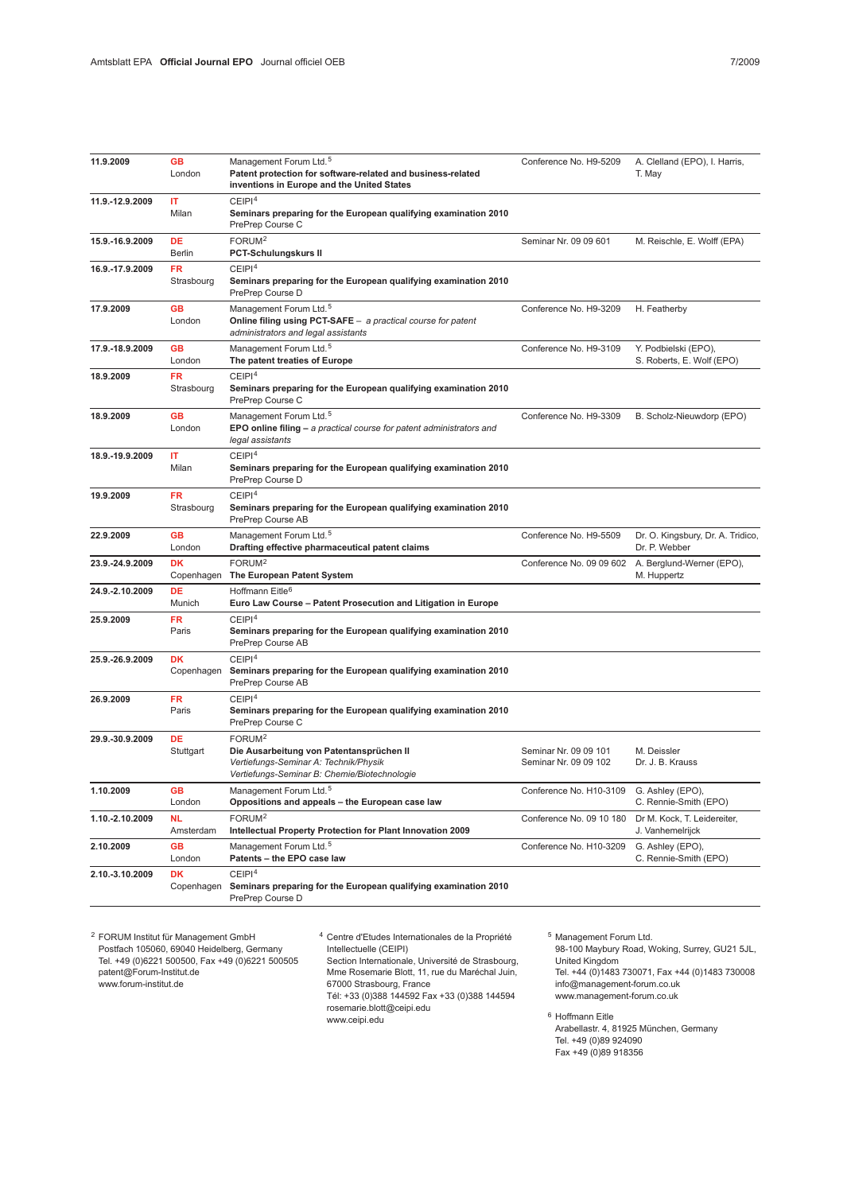| Date | Country/City | Organiser / Title | Reference | Speakers |
|---|---|---|---|---|
| **11.9.2009** | **GB** London | Management Forum Ltd.[5] **Patent protection for software-related and business-related inventions in Europe and the United States** | Conference No. H9-5209 | A. Clelland (EPO), I. Harris, T. May |
| **11.9.-12.9.2009** | **IT** Milan | CEIPI[4] **Seminars preparing for the European qualifying examination 2010** PrePrep Course C | | |
| **15.9.-16.9.2009** | **DE** Berlin | FORUM[2] **PCT-Schulungskurs II** | Seminar Nr. 09 09 601 | M. Reischle, E. Wolff (EPA) |
| **16.9.-17.9.2009** | **FR** Strasbourg | CEIPI[4] **Seminars preparing for the European qualifying examination 2010** PrePrep Course D | | |
| **17.9.2009** | **GB** London | Management Forum Ltd.[5] **Online filing using PCT-SAFE** – *a practical course for patent administrators and legal assistants* | Conference No. H9-3209 | H. Featherby |
| **17.9.-18.9.2009** | **GB** London | Management Forum Ltd.[5] **The patent treaties of Europe** | Conference No. H9-3109 | Y. Podbielski (EPO), S. Roberts, E. Wolf (EPO) |
| **18.9.2009** | **FR** Strasbourg | CEIPI[4] **Seminars preparing for the European qualifying examination 2010** PrePrep Course C | | |
| **18.9.2009** | **GB** London | Management Forum Ltd.[5] **EPO online filing** – *a practical course for patent administrators and legal assistants* | Conference No. H9-3309 | B. Scholz-Nieuwdorp (EPO) |
| **18.9.-19.9.2009** | **IT** Milan | CEIPI[4] **Seminars preparing for the European qualifying examination 2010** PrePrep Course D | | |
| **19.9.2009** | **FR** Strasbourg | CEIPI[4] **Seminars preparing for the European qualifying examination 2010** PrePrep Course AB | | |
| **22.9.2009** | **GB** London | Management Forum Ltd.[5] **Drafting effective pharmaceutical patent claims** | Conference No. H9-5509 | Dr. O. Kingsbury, Dr. A. Tridico, Dr. P. Webber |
| **23.9.-24.9.2009** | **DK** Copenhagen | FORUM[2] **The European Patent System** | Conference No. 09 09 602 | A. Berglund-Werner (EPO), M. Huppertz |
| **24.9.-2.10.2009** | **DE** Munich | Hoffmann Eitle[6] **Euro Law Course – Patent Prosecution and Litigation in Europe** | | |
| **25.9.2009** | **FR** Paris | CEIPI[4] **Seminars preparing for the European qualifying examination 2010** PrePrep Course AB | | |
| **25.9.-26.9.2009** | **DK** Copenhagen | CEIPI[4] **Seminars preparing for the European qualifying examination 2010** PrePrep Course AB | | |
| **26.9.2009** | **FR** Paris | CEIPI[4] **Seminars preparing for the European qualifying examination 2010** PrePrep Course C | | |
| **29.9.-30.9.2009** | **DE** Stuttgart | FORUM[2] **Die Ausarbeitung von Patentansprüchen II** *Vertiefungs-Seminar A: Technik/Physik* *Vertiefungs-Seminar B: Chemie/Biotechnologie* | Seminar Nr. 09 09 101 Seminar Nr. 09 09 102 | M. Deissler Dr. J. B. Krauss |
| **1.10.2009** | **GB** London | Management Forum Ltd.[5] **Oppositions and appeals – the European case law** | Conference No. H10-3109 | G. Ashley (EPO), C. Rennie-Smith (EPO) |
| **1.10.-2.10.2009** | **NL** Amsterdam | FORUM[2] **Intellectual Property Protection for Plant Innovation 2009** | Conference No. 09 10 180 | Dr M. Kock, T. Leidereiter, J. Vanhemelrijck |
| **2.10.2009** | **GB** London | Management Forum Ltd.[5] **Patents – the EPO case law** | Conference No. H10-3209 | G. Ashley (EPO), C. Rennie-Smith (EPO) |
| **2.10.-3.10.2009** | **DK** Copenhagen | CEIPI[4] **Seminars preparing for the European qualifying examination 2010** PrePrep Course D | | |

[2] FORUM Institut für Management GmbH
Postfach 105060, 69040 Heidelberg, Germany
Tel. +49 (0)6221 500500, Fax +49 (0)6221 500505
patent@Forum-Institut.de
www.forum-institut.de

[4] Centre d'Etudes Internationales de la Propriété Intellectuelle (CEIPI)
Section Internationale, Université de Strasbourg,
Mme Rosemarie Blott, 11, rue du Maréchal Juin,
67000 Strasbourg, France
Tél: +33 (0)388 144592 Fax +33 (0)388 144594
rosemarie.blott@ceipi.edu
www.ceipi.edu

[5] Management Forum Ltd.
98-100 Maybury Road, Woking, Surrey, GU21 5JL, United Kingdom
Tel. +44 (0)1483 730071, Fax +44 (0)1483 730008
info@management-forum.co.uk
www.management-forum.co.uk

[6] Hoffmann Eitle
Arabellastr. 4, 81925 München, Germany
Tel. +49 (0)89 924090
Fax +49 (0)89 918356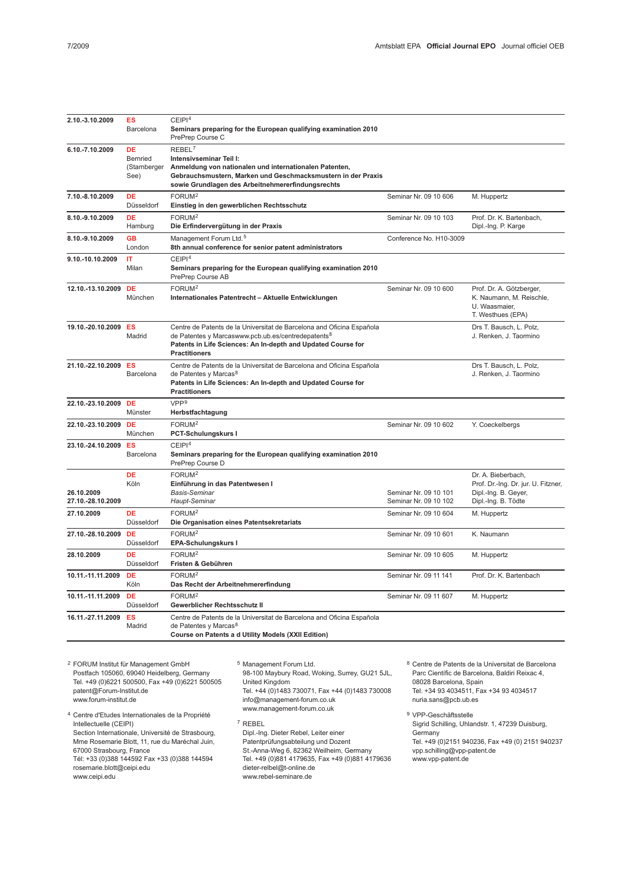| Date | Place | Organiser / Topic | Reference | Speakers |
|---|---|---|---|---|
| **2.10.-3.10.2009** | **ES** Barcelona | CEIPI[4] **Seminars preparing for the European qualifying examination 2010** PrePrep Course C | | |
| **6.10.-7.10.2009** | **DE** Bernried (Starnberger See) | REBEL[7] **Intensivseminar Teil I: Anmeldung von nationalen und internationalen Patenten, Gebrauchsmustern, Marken und Geschmacksmustern in der Praxis sowie Grundlagen des Arbeitnehmererfindungsrechts** | | |
| **7.10.-8.10.2009** | **DE** Düsseldorf | FORUM[2] **Einstieg in den gewerblichen Rechtsschutz** | Seminar Nr. 09 10 606 | M. Huppertz |
| **8.10.-9.10.2009** | **DE** Hamburg | FORUM[2] **Die Erfindervergütung in der Praxis** | Seminar Nr. 09 10 103 | Prof. Dr. K. Bartenbach, Dipl.-Ing. P. Karge |
| **8.10.-9.10.2009** | **GB** London | Management Forum Ltd.[5] **8th annual conference for senior patent administrators** | Conference No. H10-3009 | |
| **9.10.-10.10.2009** | **IT** Milan | CEIPI[4] **Seminars preparing for the European qualifying examination 2010** PrePrep Course AB | | |
| **12.10.-13.10.2009** | **DE** München | FORUM[2] **Internationales Patentrecht – Aktuelle Entwicklungen** | Seminar Nr. 09 10 600 | Prof. Dr. A. Götzberger, K. Naumann, M. Reischle, U. Waasmaier, T. Westhues (EPA) |
| **19.10.-20.10.2009** | **ES** Madrid | Centre de Patents de la Universitat de Barcelona and Oficina Española de Patentes y Marcaswww.pcb.ub.es/centredepatents[8] **Patents in Life Sciences: An In-depth and Updated Course for Practitioners** | | Drs T. Bausch, L. Polz, J. Renken, J. Taormino |
| **21.10.-22.10.2009** | **ES** Barcelona | Centre de Patents de la Universitat de Barcelona and Oficina Española de Patentes y Marcas[8] **Patents in Life Sciences: An In-depth and Updated Course for Practitioners** | | Drs T. Bausch, L. Polz, J. Renken, J. Taormino |
| **22.10.-23.10.2009** | **DE** Münster | VPP[9] **Herbstfachtagung** | | |
| **22.10.-23.10.2009** | **DE** München | FORUM[2] **PCT-Schulungskurs I** | Seminar Nr. 09 10 602 | Y. Coeckelbergs |
| **23.10.-24.10.2009** | **ES** Barcelona | CEIPI[4] **Seminars preparing for the European qualifying examination 2010** PrePrep Course D | | |
| **26.10.2009** / **27.10.-28.10.2009** | **DE** Köln | FORUM[2] **Einführung in das Patentwesen I** *Basis-Seminar* / *Haupt-Seminar* | Seminar Nr. 09 10 101 / Seminar Nr. 09 10 102 | Dr. A. Bieberbach, Prof. Dr.-Ing. Dr. jur. U. Fitzner, Dipl.-Ing. B. Geyer, Dipl.-Ing. B. Tödte |
| **27.10.2009** | **DE** Düsseldorf | FORUM[2] **Die Organisation eines Patentsekretariats** | Seminar Nr. 09 10 604 | M. Huppertz |
| **27.10.-28.10.2009** | **DE** Düsseldorf | FORUM[2] **EPA-Schulungskurs I** | Seminar Nr. 09 10 601 | K. Naumann |
| **28.10.2009** | **DE** Düsseldorf | FORUM[2] **Fristen & Gebühren** | Seminar Nr. 09 10 605 | M. Huppertz |
| **10.11.-11.11.2009** | **DE** Köln | FORUM[2] **Das Recht der Arbeitnehmererfindung** | Seminar Nr. 09 11 141 | Prof. Dr. K. Bartenbach |
| **10.11.-11.11.2009** | **DE** Düsseldorf | FORUM[2] **Gewerblicher Rechtsschutz II** | Seminar Nr. 09 11 607 | M. Huppertz |
| **16.11.-27.11.2009** | **ES** Madrid | Centre de Patents de la Universitat de Barcelona and Oficina Española de Patentes y Marcas[8] **Course on Patents a d Utility Models (XXII Edition)** | | |

[2] FORUM Institut für Management GmbH
Postfach 105060, 69040 Heidelberg, Germany
Tel. +49 (0)6221 500500, Fax +49 (0)6221 500505
patent@Forum-Institut.de
www.forum-institut.de

[4] Centre d'Etudes Internationales de la Propriété Intellectuelle (CEIPI)
Section Internationale, Université de Strasbourg,
Mme Rosemarie Blott, 11, rue du Maréchal Juin,
67000 Strasbourg, France
Tél: +33 (0)388 144592 Fax +33 (0)388 144594
rosemarie.blott@ceipi.edu
www.ceipi.edu

[5] Management Forum Ltd.
98-100 Maybury Road, Woking, Surrey, GU21 5JL,
United Kingdom
Tel. +44 (0)1483 730071, Fax +44 (0)1483 730008
info@management-forum.co.uk
www.management-forum.co.uk

[7] REBEL
Dipl.-Ing. Dieter Rebel, Leiter einer Patentprüfungsabteilung und Dozent
St.-Anna-Weg 6, 82362 Weilheim, Germany
Tel. +49 (0)881 4179635, Fax +49 (0)881 4179636
dieter-relbel@t-online.de
www.rebel-seminare.de

[8] Centre de Patents de la Universitat de Barcelona
Parc Científic de Barcelona, Baldiri Reixac 4,
08028 Barcelona, Spain
Tel. +34 93 4034511, Fax +34 93 4034517
nuria.sans@pcb.ub.es

[9] VPP-Geschäftsstelle
Sigrid Schilling, Uhlandstr. 1, 47239 Duisburg, Germany
Tel. +49 (0)2151 940236, Fax +49 (0) 2151 940237
vpp.schilling@vpp-patent.de
www.vpp-patent.de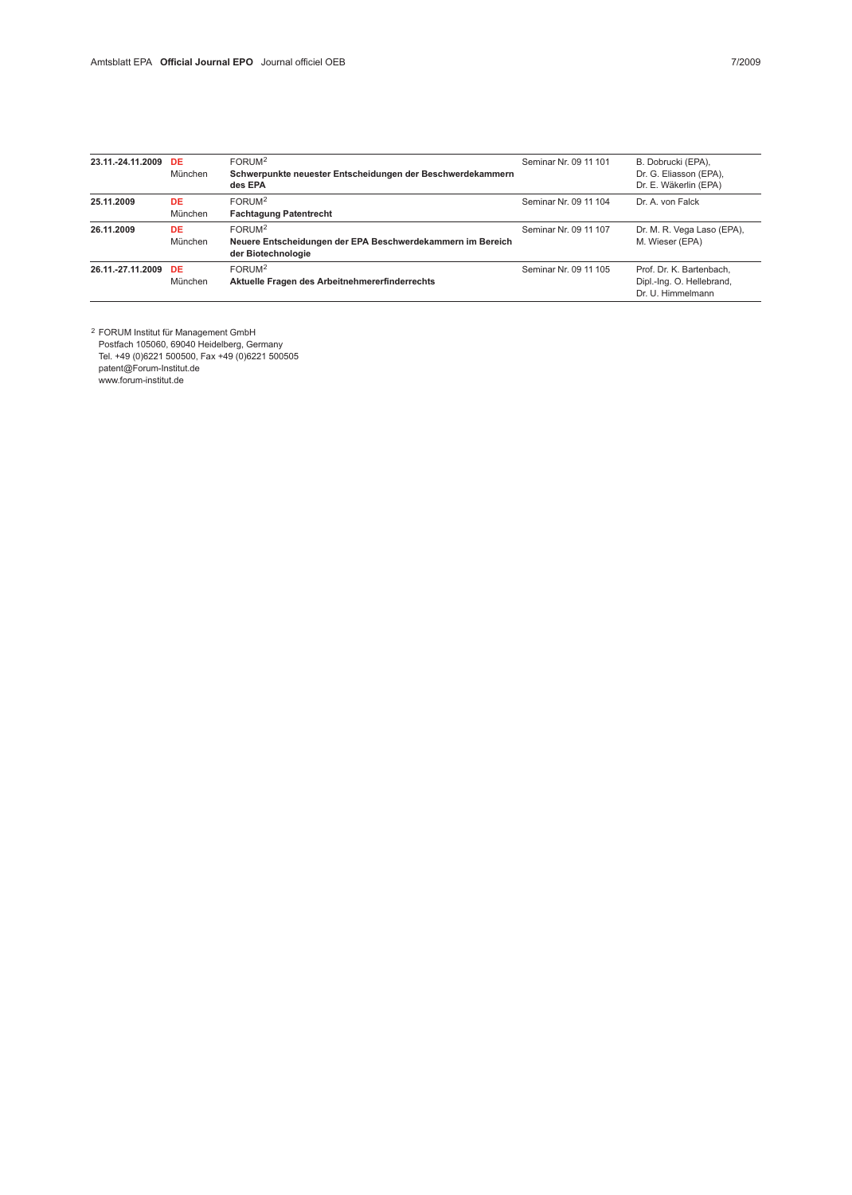| | | | | |
|---|---|---|---|---|
| **23.11.-24.11.2009** | **DE** München | FORUM[2] **Schwerpunkte neuester Entscheidungen der Beschwerdekammern des EPA** | Seminar Nr. 09 11 101 | B. Dobrucki (EPA), Dr. G. Eliasson (EPA), Dr. E. Wäkerlin (EPA) |
| **25.11.2009** | **DE** München | FORUM[2] **Fachtagung Patentrecht** | Seminar Nr. 09 11 104 | Dr. A. von Falck |
| **26.11.2009** | **DE** München | FORUM[2] **Neuere Entscheidungen der EPA Beschwerdekammern im Bereich der Biotechnologie** | Seminar Nr. 09 11 107 | Dr. M. R. Vega Laso (EPA), M. Wieser (EPA) |
| **26.11.-27.11.2009** | **DE** München | FORUM[2] **Aktuelle Fragen des Arbeitnehmererfinderrechts** | Seminar Nr. 09 11 105 | Prof. Dr. K. Bartenbach, Dipl.-Ing. O. Hellebrand, Dr. U. Himmelmann |

[2] FORUM Institut für Management GmbH
Postfach 105060, 69040 Heidelberg, Germany
Tel. +49 (0)6221 500500, Fax +49 (0)6221 500505
patent@Forum-Institut.de
www.forum-institut.de